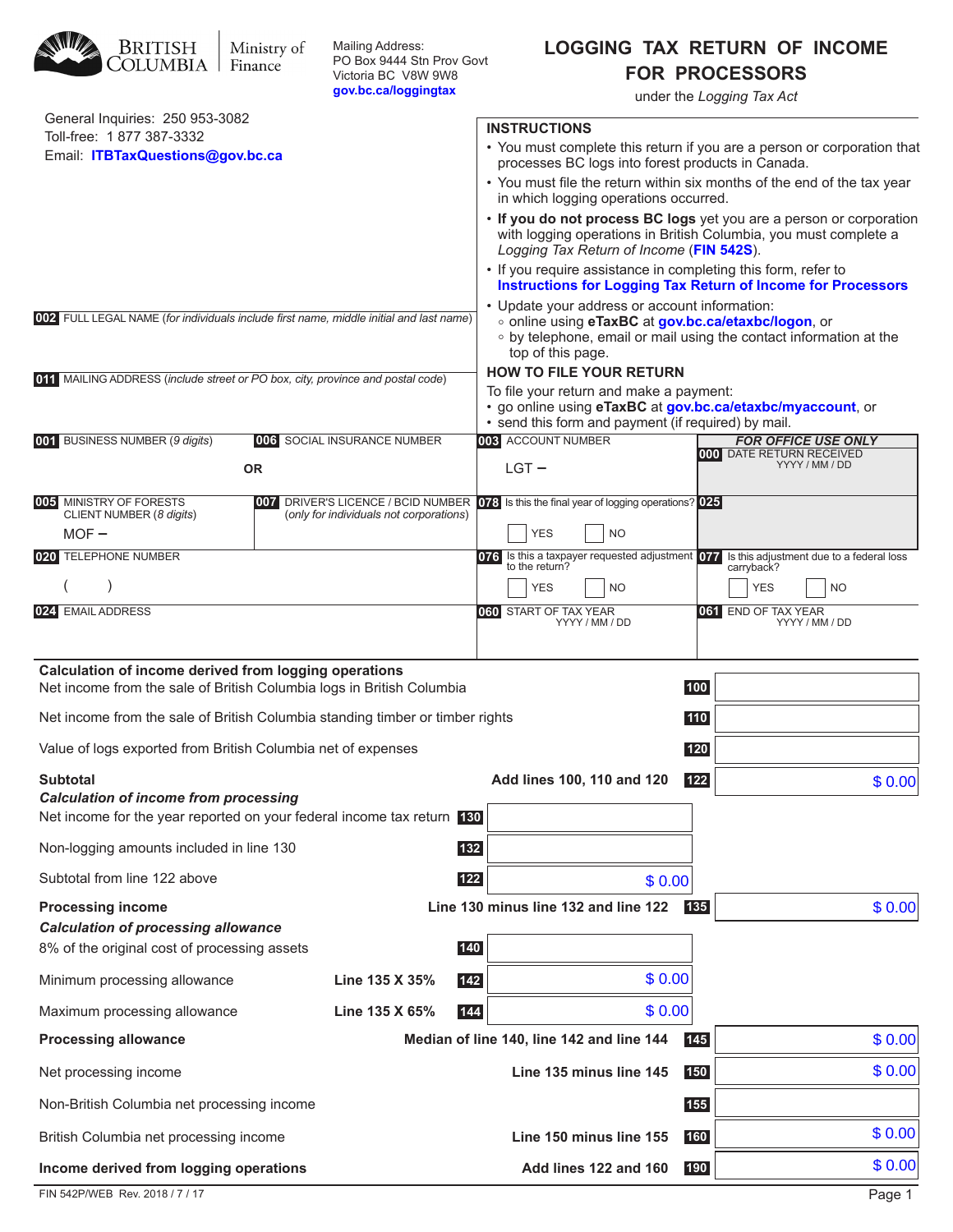BRITISH COLUMBIA | Ministry of Finance

Mailing Address:
PO Box 9444 Stn Prov Govt
Victoria BC V8W 9W8
gov.bc.ca/loggingtax

# LOGGING TAX RETURN OF INCOME FOR PROCESSORS

under the *Logging Tax Act*

General Inquiries: 250 953-3082
Toll-free: 1 877 387-3332
Email: **ITBTaxQuestions@gov.bc.ca**

## INSTRUCTIONS

- You must complete this return if you are a person or corporation that processes BC logs into forest products in Canada.
- You must file the return within six months of the end of the tax year in which logging operations occurred.
- **If you do not process BC logs** yet you are a person or corporation with logging operations in British Columbia, you must complete a *Logging Tax Return of Income* (**FIN 542S**).
- If you require assistance in completing this form, refer to **Instructions for Logging Tax Return of Income for Processors**
- Update your address or account information:
  - online using **eTaxBC** at **gov.bc.ca/etaxbc/logon**, or
  - by telephone, email or mail using the contact information at the top of this page.

## HOW TO FILE YOUR RETURN

To file your return and make a payment:
- go online using **eTaxBC** at **gov.bc.ca/etaxbc/myaccount**, or
- send this form and payment (if required) by mail.

**002** FULL LEGAL NAME (*for individuals include first name, middle initial and last name*)

**011** MAILING ADDRESS (*include street or PO box, city, province and postal code*)

| | | | |
|---|---|---|---|
| **001** BUSINESS NUMBER (*9 digits*) OR | **006** SOCIAL INSURANCE NUMBER | **003** ACCOUNT NUMBER LGT – | ***FOR OFFICE USE ONLY*** **000** DATE RETURN RECEIVED YYYY / MM / DD |
| **005** MINISTRY OF FORESTS CLIENT NUMBER (*8 digits*) MOF – | **007** DRIVER'S LICENCE / BCID NUMBER (*only for individuals not corporations*) | **078** Is this the final year of logging operations? ☐ YES ☐ NO | **025** |
| **020** TELEPHONE NUMBER ( ) | | **076** Is this a taxpayer requested adjustment to the return? ☐ YES ☐ NO | **077** Is this adjustment due to a federal loss carryback? ☐ YES ☐ NO |
| **024** EMAIL ADDRESS | | **060** START OF TAX YEAR YYYY / MM / DD | **061** END OF TAX YEAR YYYY / MM / DD |

## Calculation of income derived from logging operations

| Description | | Line | Amount | Line | Amount |
|---|---|---|---|---|---|
| Net income from the sale of British Columbia logs in British Columbia | | | | 100 | |
| Net income from the sale of British Columbia standing timber or timber rights | | | | 110 | |
| Value of logs exported from British Columbia net of expenses | | | | 120 | |
| **Subtotal** | **Add lines 100, 110 and 120** | | | 122 | $ 0.00 |
| ***Calculation of income from processing*** | | | | | |
| Net income for the year reported on your federal income tax return | | 130 | | | |
| Non-logging amounts included in line 130 | | 132 | | | |
| Subtotal from line 122 above | | 122 | $ 0.00 | | |
| **Processing income** | **Line 130 minus line 132 and line 122** | | | 135 | $ 0.00 |
| ***Calculation of processing allowance*** | | | | | |
| 8% of the original cost of processing assets | | 140 | | | |
| Minimum processing allowance | **Line 135 X 35%** | 142 | $ 0.00 | | |
| Maximum processing allowance | **Line 135 X 65%** | 144 | $ 0.00 | | |
| **Processing allowance** | **Median of line 140, line 142 and line 144** | | | 145 | $ 0.00 |
| Net processing income | **Line 135 minus line 145** | | | 150 | $ 0.00 |
| Non-British Columbia net processing income | | | | 155 | |
| British Columbia net processing income | **Line 150 minus line 155** | | | 160 | $ 0.00 |
| **Income derived from logging operations** | **Add lines 122 and 160** | | | 190 | $ 0.00 |

FIN 542P/WEB Rev. 2018 / 7 / 17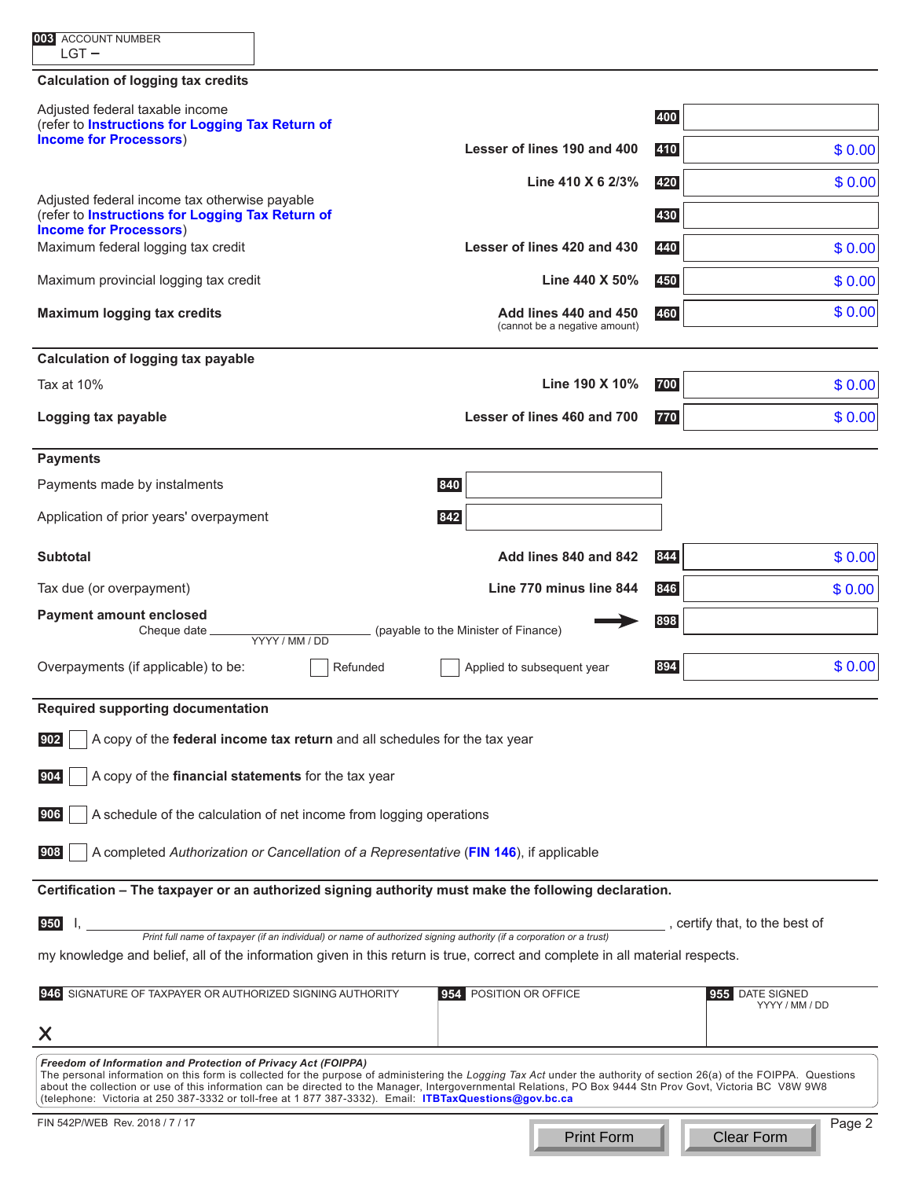**003** ACCOUNT NUMBER
LGT –

## Calculation of logging tax credits

| Description | Calculation | Line | Amount |
|---|---|---|---|
| Adjusted federal taxable income (refer to **Instructions for Logging Tax Return of Income for Processors**) | | 400 | |
| | Lesser of lines 190 and 400 | 410 | $ 0.00 |
| | Line 410 X 6 2/3% | 420 | $ 0.00 |
| Adjusted federal income tax otherwise payable (refer to **Instructions for Logging Tax Return of Income for Processors**) | | 430 | |
| Maximum federal logging tax credit | Lesser of lines 420 and 430 | 440 | $ 0.00 |
| Maximum provincial logging tax credit | Line 440 X 50% | 450 | $ 0.00 |
| **Maximum logging tax credits** | Add lines 440 and 450 (cannot be a negative amount) | 460 | $ 0.00 |

## Calculation of logging tax payable

| Description | Calculation | Line | Amount |
|---|---|---|---|
| Tax at 10% | Line 190 X 10% | 700 | $ 0.00 |
| **Logging tax payable** | Lesser of lines 460 and 700 | 770 | $ 0.00 |

## Payments

| Description | Line | Amount | Calculation | Line | Amount |
|---|---|---|---|---|---|
| Payments made by instalments | 840 | | | | |
| Application of prior years' overpayment | 842 | | | | |
| **Subtotal** | | | Add lines 840 and 842 | 844 | $ 0.00 |
| Tax due (or overpayment) | | | Line 770 minus line 844 | 846 | $ 0.00 |

**Payment amount enclosed**
Cheque date ____________ YYYY / MM / DD (payable to the Minister of Finance) → **898** ____________

Overpayments (if applicable) to be: ☐ Refunded ☐ Applied to subsequent year **894** $ 0.00

## Required supporting documentation

**902** ☐ A copy of the **federal income tax return** and all schedules for the tax year

**904** ☐ A copy of the **financial statements** for the tax year

**906** ☐ A schedule of the calculation of net income from logging operations

**908** ☐ A completed *Authorization or Cancellation of a Representative* (**FIN 146**), if applicable

## Certification – The taxpayer or an authorized signing authority must make the following declaration.

**950** I, ______________________________________________, certify that, to the best of
*Print full name of taxpayer (if an individual) or name of authorized signing authority (if a corporation or a trust)*

my knowledge and belief, all of the information given in this return is true, correct and complete in all material respects.

| 946 SIGNATURE OF TAXPAYER OR AUTHORIZED SIGNING AUTHORITY | 954 POSITION OR OFFICE | 955 DATE SIGNED YYYY / MM / DD |
|---|---|---|
| X | | |

***Freedom of Information and Protection of Privacy Act (FOIPPA)***
The personal information on this form is collected for the purpose of administering the *Logging Tax Act* under the authority of section 26(a) of the FOIPPA. Questions about the collection or use of this information can be directed to the Manager, Intergovernmental Relations, PO Box 9444 Stn Prov Govt, Victoria BC V8W 9W8 (telephone: Victoria at 250 387-3332 or toll-free at 1 877 387-3332). Email: **ITBTaxQuestions@gov.bc.ca**

FIN 542P/WEB Rev. 2018 / 7 / 17

Print Form | Clear Form